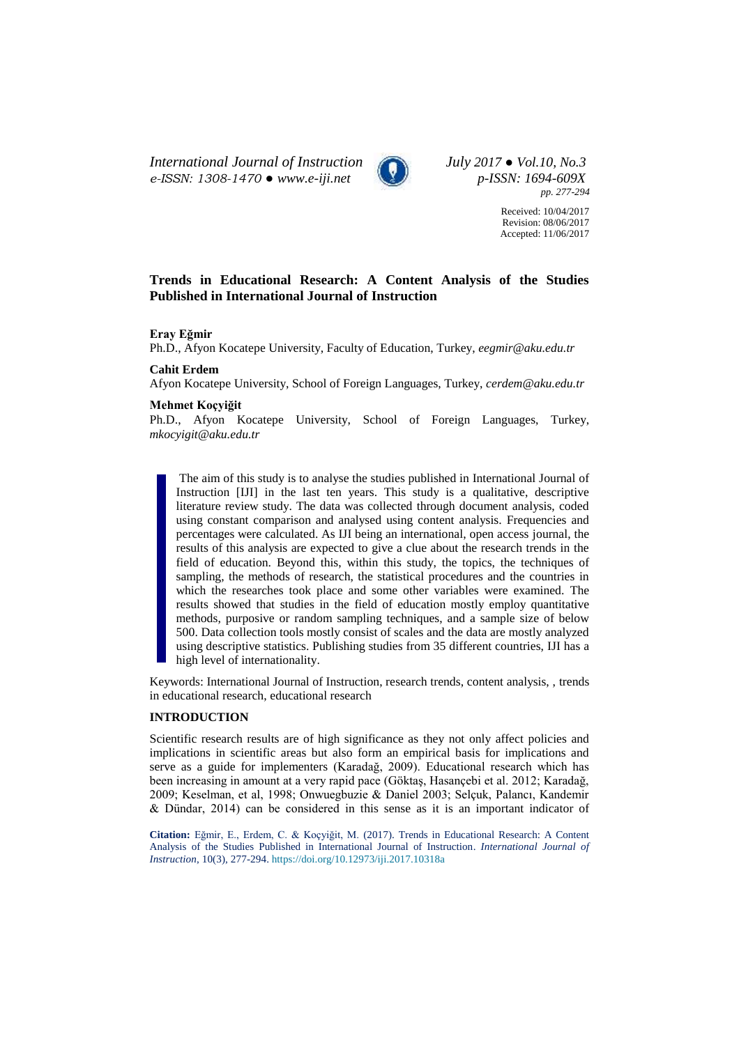Received: 10/04/2017
Revision: 08/06/2017
Accepted: 11/06/2017

# Trends in Educational Research: A Content Analysis of the Studies Published in International Journal of Instruction

**Eray Eğmir**
Ph.D., Afyon Kocatepe University, Faculty of Education, Turkey, *eegmir@aku.edu.tr*

**Cahit Erdem**
Afyon Kocatepe University, School of Foreign Languages, Turkey, *cerdem@aku.edu.tr*

**Mehmet Koçyiğit**
Ph.D., Afyon Kocatepe University, School of Foreign Languages, Turkey, *mkocyigit@aku.edu.tr*

> The aim of this study is to analyse the studies published in International Journal of Instruction [IJI] in the last ten years. This study is a qualitative, descriptive literature review study. The data was collected through document analysis, coded using constant comparison and analysed using content analysis. Frequencies and percentages were calculated. As IJI being an international, open access journal, the results of this analysis are expected to give a clue about the research trends in the field of education. Beyond this, within this study, the topics, the techniques of sampling, the methods of research, the statistical procedures and the countries in which the researches took place and some other variables were examined. The results showed that studies in the field of education mostly employ quantitative methods, purposive or random sampling techniques, and a sample size of below 500. Data collection tools mostly consist of scales and the data are mostly analyzed using descriptive statistics. Publishing studies from 35 different countries, IJI has a high level of internationality.

Keywords: International Journal of Instruction, research trends, content analysis, , trends in educational research, educational research

## INTRODUCTION

Scientific research results are of high significance as they not only affect policies and implications in scientific areas but also form an empirical basis for implications and serve as a guide for implementers (Karadağ, 2009). Educational research which has been increasing in amount at a very rapid pace (Göktaş, Hasançebi et al. 2012; Karadağ, 2009; Keselman, et al, 1998; Onwuegbuzie & Daniel 2003; Selçuk, Palancı, Kandemir & Dündar, 2014) can be considered in this sense as it is an important indicator of

**Citation:** Eğmir, E., Erdem, C. & Koçyiğit, M. (2017). Trends in Educational Research: A Content Analysis of the Studies Published in International Journal of Instruction. *International Journal of Instruction*, 10(3), 277-294. https://doi.org/10.12973/iji.2017.10318a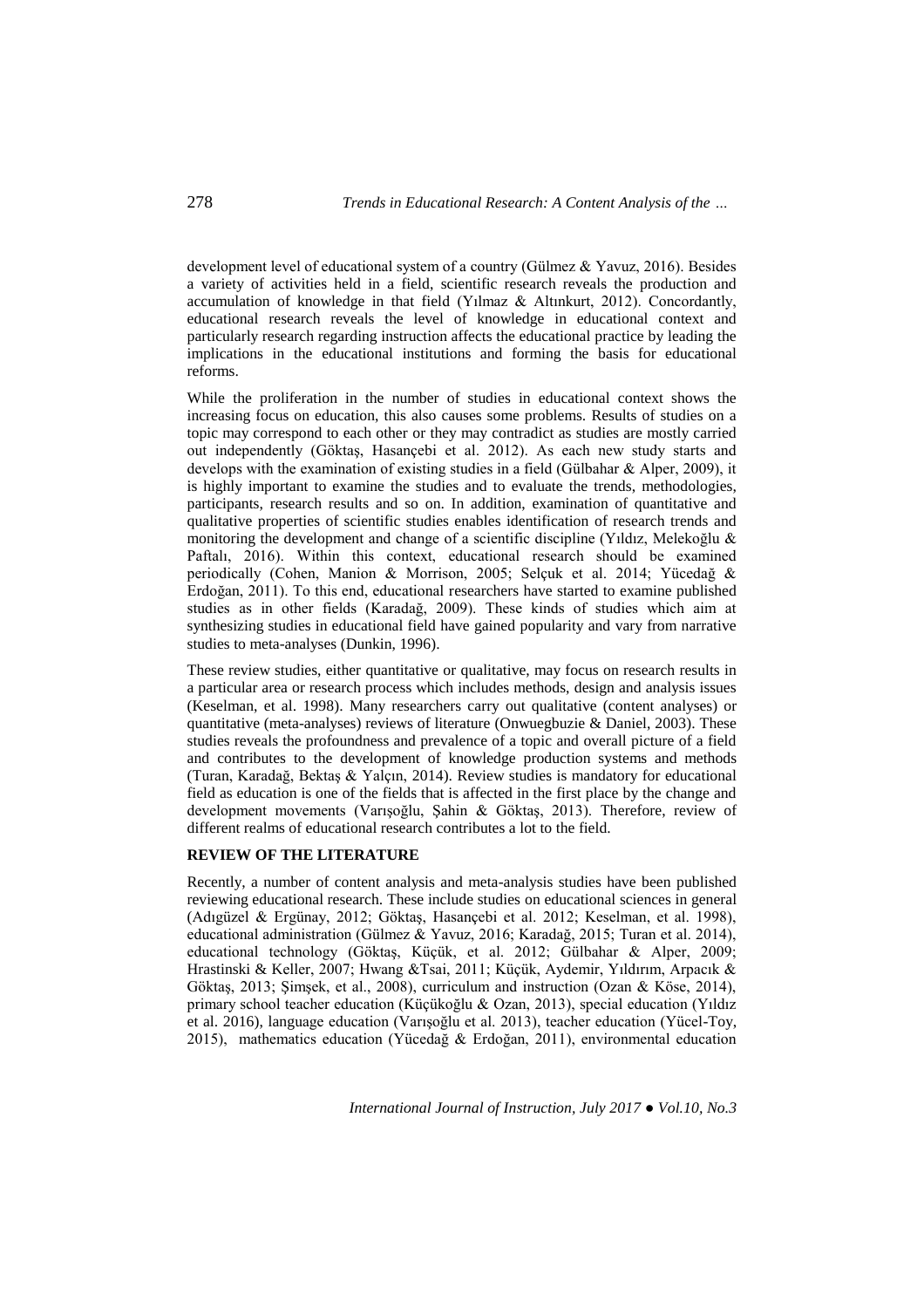development level of educational system of a country (Gülmez & Yavuz, 2016). Besides a variety of activities held in a field, scientific research reveals the production and accumulation of knowledge in that field (Yılmaz & Altınkurt, 2012). Concordantly, educational research reveals the level of knowledge in educational context and particularly research regarding instruction affects the educational practice by leading the implications in the educational institutions and forming the basis for educational reforms.

While the proliferation in the number of studies in educational context shows the increasing focus on education, this also causes some problems. Results of studies on a topic may correspond to each other or they may contradict as studies are mostly carried out independently (Göktaş, Hasançebi et al. 2012). As each new study starts and develops with the examination of existing studies in a field (Gülbahar & Alper, 2009), it is highly important to examine the studies and to evaluate the trends, methodologies, participants, research results and so on. In addition, examination of quantitative and qualitative properties of scientific studies enables identification of research trends and monitoring the development and change of a scientific discipline (Yıldız, Melekoğlu & Paftalı, 2016). Within this context, educational research should be examined periodically (Cohen, Manion & Morrison, 2005; Selçuk et al. 2014; Yücedağ & Erdoğan, 2011). To this end, educational researchers have started to examine published studies as in other fields (Karadağ, 2009). These kinds of studies which aim at synthesizing studies in educational field have gained popularity and vary from narrative studies to meta-analyses (Dunkin, 1996).

These review studies, either quantitative or qualitative, may focus on research results in a particular area or research process which includes methods, design and analysis issues (Keselman, et al. 1998). Many researchers carry out qualitative (content analyses) or quantitative (meta-analyses) reviews of literature (Onwuegbuzie & Daniel, 2003). These studies reveals the profoundness and prevalence of a topic and overall picture of a field and contributes to the development of knowledge production systems and methods (Turan, Karadağ, Bektaş & Yalçın, 2014). Review studies is mandatory for educational field as education is one of the fields that is affected in the first place by the change and development movements (Varışoğlu, Şahin & Göktaş, 2013). Therefore, review of different realms of educational research contributes a lot to the field.

## REVIEW OF THE LITERATURE

Recently, a number of content analysis and meta-analysis studies have been published reviewing educational research. These include studies on educational sciences in general (Adıgüzel & Ergünay, 2012; Göktaş, Hasançebi et al. 2012; Keselman, et al. 1998), educational administration (Gülmez & Yavuz, 2016; Karadağ, 2015; Turan et al. 2014), educational technology (Göktaş, Küçük, et al. 2012; Gülbahar & Alper, 2009; Hrastinski & Keller, 2007; Hwang &Tsai, 2011; Küçük, Aydemir, Yıldırım, Arpacık & Göktaş, 2013; Şimşek, et al., 2008), curriculum and instruction (Ozan & Köse, 2014), primary school teacher education (Küçükoğlu & Ozan, 2013), special education (Yıldız et al. 2016), language education (Varışoğlu et al. 2013), teacher education (Yücel-Toy, 2015), mathematics education (Yücedağ & Erdoğan, 2011), environmental education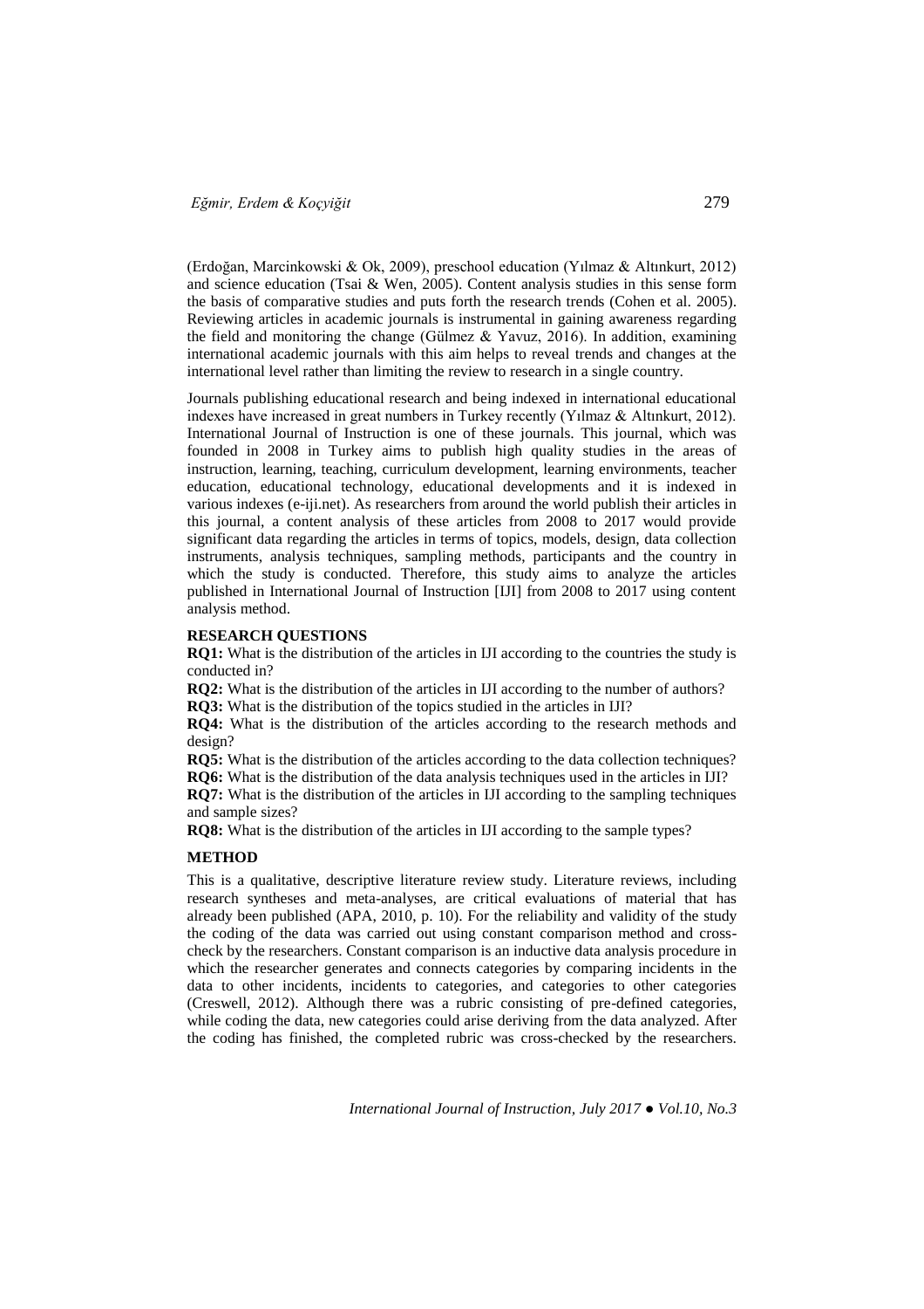(Erdoğan, Marcinkowski & Ok, 2009), preschool education (Yılmaz & Altınkurt, 2012) and science education (Tsai & Wen, 2005). Content analysis studies in this sense form the basis of comparative studies and puts forth the research trends (Cohen et al. 2005). Reviewing articles in academic journals is instrumental in gaining awareness regarding the field and monitoring the change (Gülmez & Yavuz, 2016). In addition, examining international academic journals with this aim helps to reveal trends and changes at the international level rather than limiting the review to research in a single country.

Journals publishing educational research and being indexed in international educational indexes have increased in great numbers in Turkey recently (Yılmaz & Altınkurt, 2012). International Journal of Instruction is one of these journals. This journal, which was founded in 2008 in Turkey aims to publish high quality studies in the areas of instruction, learning, teaching, curriculum development, learning environments, teacher education, educational technology, educational developments and it is indexed in various indexes (e-iji.net). As researchers from around the world publish their articles in this journal, a content analysis of these articles from 2008 to 2017 would provide significant data regarding the articles in terms of topics, models, design, data collection instruments, analysis techniques, sampling methods, participants and the country in which the study is conducted. Therefore, this study aims to analyze the articles published in International Journal of Instruction [IJI] from 2008 to 2017 using content analysis method.

## RESEARCH QUESTIONS

**RQ1:** What is the distribution of the articles in IJI according to the countries the study is conducted in?

**RQ2:** What is the distribution of the articles in IJI according to the number of authors?

**RQ3:** What is the distribution of the topics studied in the articles in IJI?

**RQ4:** What is the distribution of the articles according to the research methods and design?

**RQ5:** What is the distribution of the articles according to the data collection techniques?

**RQ6:** What is the distribution of the data analysis techniques used in the articles in IJI?

**RQ7:** What is the distribution of the articles in IJI according to the sampling techniques and sample sizes?

**RQ8:** What is the distribution of the articles in IJI according to the sample types?

## METHOD

This is a qualitative, descriptive literature review study. Literature reviews, including research syntheses and meta-analyses, are critical evaluations of material that has already been published (APA, 2010, p. 10). For the reliability and validity of the study the coding of the data was carried out using constant comparison method and cross-check by the researchers. Constant comparison is an inductive data analysis procedure in which the researcher generates and connects categories by comparing incidents in the data to other incidents, incidents to categories, and categories to other categories (Creswell, 2012). Although there was a rubric consisting of pre-defined categories, while coding the data, new categories could arise deriving from the data analyzed. After the coding has finished, the completed rubric was cross-checked by the researchers.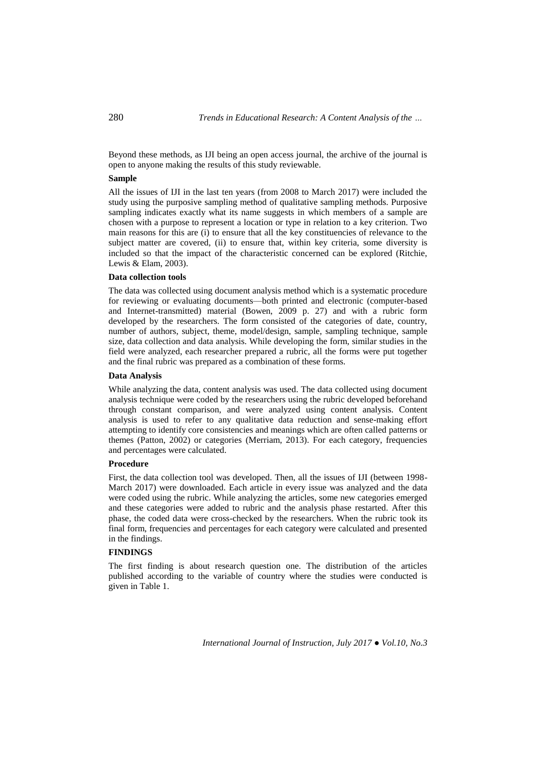Beyond these methods, as IJI being an open access journal, the archive of the journal is open to anyone making the results of this study reviewable.

**Sample**

All the issues of IJI in the last ten years (from 2008 to March 2017) were included the study using the purposive sampling method of qualitative sampling methods. Purposive sampling indicates exactly what its name suggests in which members of a sample are chosen with a purpose to represent a location or type in relation to a key criterion. Two main reasons for this are (i) to ensure that all the key constituencies of relevance to the subject matter are covered, (ii) to ensure that, within key criteria, some diversity is included so that the impact of the characteristic concerned can be explored (Ritchie, Lewis & Elam, 2003).

**Data collection tools**

The data was collected using document analysis method which is a systematic procedure for reviewing or evaluating documents—both printed and electronic (computer-based and Internet-transmitted) material (Bowen, 2009 p. 27) and with a rubric form developed by the researchers. The form consisted of the categories of date, country, number of authors, subject, theme, model/design, sample, sampling technique, sample size, data collection and data analysis. While developing the form, similar studies in the field were analyzed, each researcher prepared a rubric, all the forms were put together and the final rubric was prepared as a combination of these forms.

**Data Analysis**

While analyzing the data, content analysis was used. The data collected using document analysis technique were coded by the researchers using the rubric developed beforehand through constant comparison, and were analyzed using content analysis. Content analysis is used to refer to any qualitative data reduction and sense-making effort attempting to identify core consistencies and meanings which are often called patterns or themes (Patton, 2002) or categories (Merriam, 2013). For each category, frequencies and percentages were calculated.

**Procedure**

First, the data collection tool was developed. Then, all the issues of IJI (between 1998-March 2017) were downloaded. Each article in every issue was analyzed and the data were coded using the rubric. While analyzing the articles, some new categories emerged and these categories were added to rubric and the analysis phase restarted. After this phase, the coded data were cross-checked by the researchers. When the rubric took its final form, frequencies and percentages for each category were calculated and presented in the findings.

**FINDINGS**

The first finding is about research question one. The distribution of the articles published according to the variable of country where the studies were conducted is given in Table 1.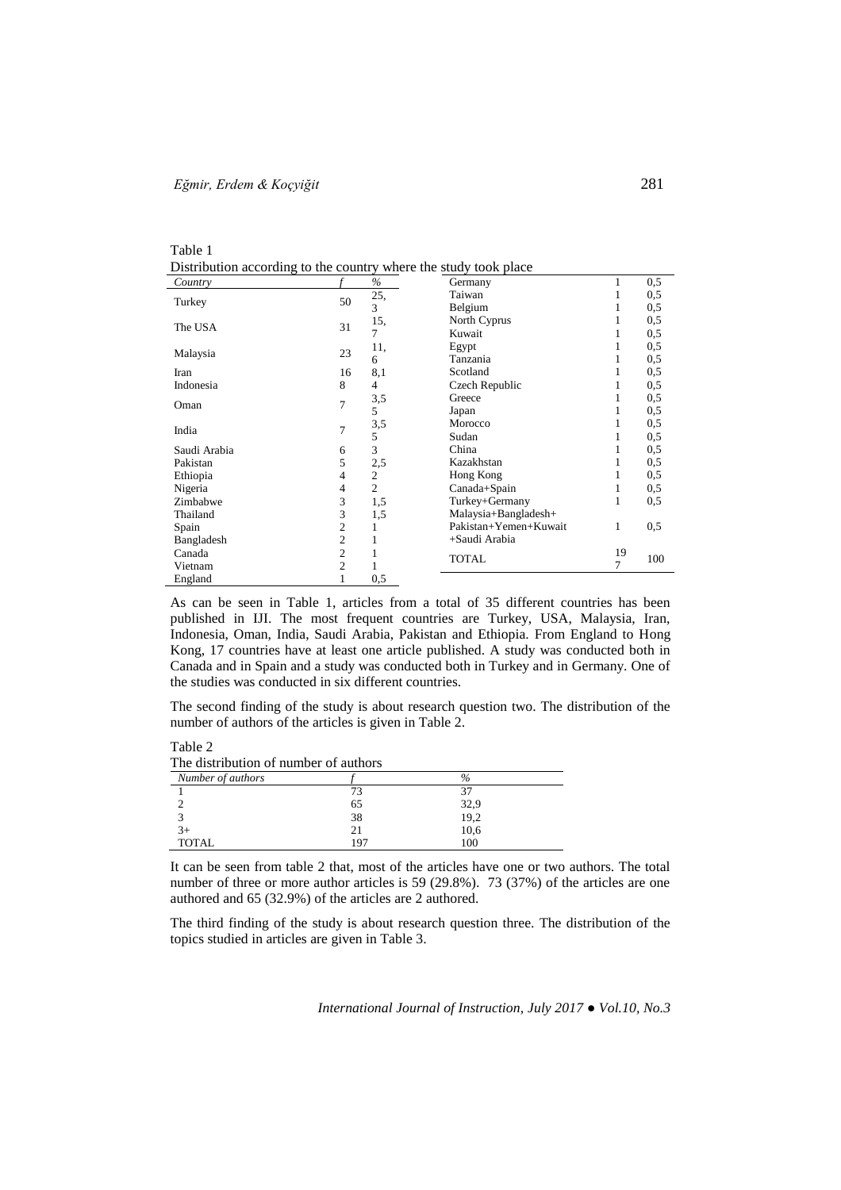Table 1
Distribution according to the country where the study took place

| Country | f | % |
|---|---|---|
| Turkey | 50 | 25,3 |
| The USA | 31 | 15,7 |
| Malaysia | 23 | 11,6 |
| Iran | 16 | 8,1 |
| Indonesia | 8 | 4 |
| Oman | 7 | 3,55 |
| India | 7 | 3,55 |
| Saudi Arabia | 6 | 3 |
| Pakistan | 5 | 2,5 |
| Ethiopia | 4 | 2 |
| Nigeria | 4 | 2 |
| Zimbabwe | 3 | 1,5 |
| Thailand | 3 | 1,5 |
| Spain | 2 | 1 |
| Bangladesh | 2 | 1 |
| Canada | 2 | 1 |
| Vietnam | 2 | 1 |
| England | 1 | 0,5 |
| Germany | 1 | 0,5 |
| Taiwan | 1 | 0,5 |
| Belgium | 1 | 0,5 |
| North Cyprus | 1 | 0,5 |
| Kuwait | 1 | 0,5 |
| Egypt | 1 | 0,5 |
| Tanzania | 1 | 0,5 |
| Scotland | 1 | 0,5 |
| Czech Republic | 1 | 0,5 |
| Greece | 1 | 0,5 |
| Japan | 1 | 0,5 |
| Morocco | 1 | 0,5 |
| Sudan | 1 | 0,5 |
| China | 1 | 0,5 |
| Kazakhstan | 1 | 0,5 |
| Hong Kong | 1 | 0,5 |
| Canada+Spain | 1 | 0,5 |
| Turkey+Germany | 1 | 0,5 |
| Malaysia+Bangladesh+ Pakistan+Yemen+Kuwait +Saudi Arabia | 1 | 0,5 |
| TOTAL | 197 | 100 |

As can be seen in Table 1, articles from a total of 35 different countries has been published in IJI. The most frequent countries are Turkey, USA, Malaysia, Iran, Indonesia, Oman, India, Saudi Arabia, Pakistan and Ethiopia. From England to Hong Kong, 17 countries have at least one article published. A study was conducted both in Canada and in Spain and a study was conducted both in Turkey and in Germany. One of the studies was conducted in six different countries.

The second finding of the study is about research question two. The distribution of the number of authors of the articles is given in Table 2.

Table 2
The distribution of number of authors

| Number of authors | f | % |
|---|---|---|
| 1 | 73 | 37 |
| 2 | 65 | 32,9 |
| 3 | 38 | 19,2 |
| 3+ | 21 | 10,6 |
| TOTAL | 197 | 100 |

It can be seen from table 2 that, most of the articles have one or two authors. The total number of three or more author articles is 59 (29.8%). 73 (37%) of the articles are one authored and 65 (32.9%) of the articles are 2 authored.

The third finding of the study is about research question three. The distribution of the topics studied in articles are given in Table 3.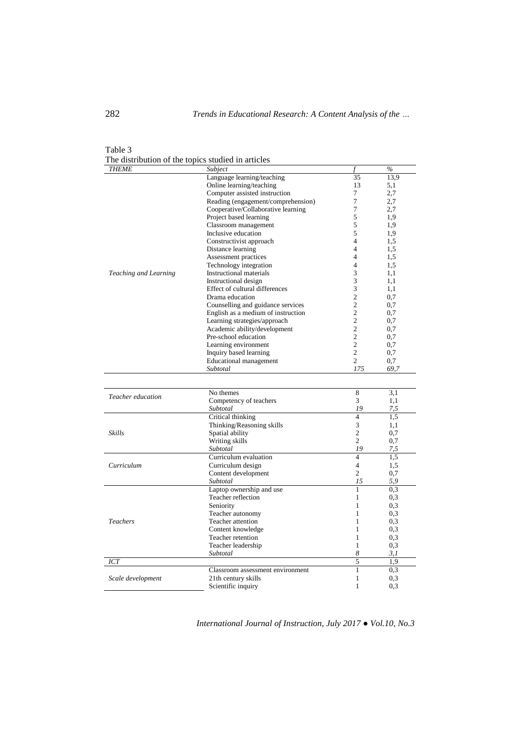Table 3
The distribution of the topics studied in articles

| *THEME* | *Subject* | *f* | *%* |
|---|---|---|---|
| *Teaching and Learning* | Language learning/teaching | 35 | 13,9 |
| | Online learning/teaching | 13 | 5,1 |
| | Computer assisted instruction | 7 | 2,7 |
| | Reading (engagement/comprehension) | 7 | 2,7 |
| | Cooperative/Collaborative learning | 7 | 2,7 |
| | Project based learning | 5 | 1,9 |
| | Classroom management | 5 | 1,9 |
| | Inclusive education | 5 | 1,9 |
| | Constructivist approach | 4 | 1,5 |
| | Distance learning | 4 | 1,5 |
| | Assessment practices | 4 | 1,5 |
| | Technology integration | 4 | 1,5 |
| | Instructional materials | 3 | 1,1 |
| | Instructional design | 3 | 1,1 |
| | Effect of cultural differences | 3 | 1,1 |
| | Drama education | 2 | 0,7 |
| | Counselling and guidance services | 2 | 0,7 |
| | English as a medium of instruction | 2 | 0,7 |
| | Learning strategies/approach | 2 | 0,7 |
| | Academic ability/development | 2 | 0,7 |
| | Pre-school education | 2 | 0,7 |
| | Learning environment | 2 | 0,7 |
| | Inquiry based learning | 2 | 0,7 |
| | Educational management | 2 | 0,7 |
| | *Subtotal* | *175* | *69,7* |
| *Teacher education* | No themes | 8 | 3,1 |
| | Competency of teachers | 3 | 1,1 |
| | *Subtotal* | *19* | *7,5* |
| *Skills* | Critical thinking | 4 | 1,5 |
| | Thinking/Reasoning skills | 3 | 1,1 |
| | Spatial ability | 2 | 0,7 |
| | Writing skills | 2 | 0,7 |
| | *Subtotal* | *19* | *7,5* |
| *Curriculum* | Curriculum evaluation | 4 | 1,5 |
| | Curriculum design | 4 | 1,5 |
| | Content development | 2 | 0,7 |
| | *Subtotal* | *15* | *5,9* |
| *Teachers* | Laptop ownership and use | 1 | 0,3 |
| | Teacher reflection | 1 | 0,3 |
| | Seniority | 1 | 0,3 |
| | Teacher autonomy | 1 | 0,3 |
| | Teacher attention | 1 | 0,3 |
| | Content knowledge | 1 | 0,3 |
| | Teacher retention | 1 | 0,3 |
| | Teacher leadership | 1 | 0,3 |
| | *Subtotal* | *8* | *3,1* |
| *ICT* | | 5 | 1,9 |
| *Scale development* | Classroom assessment environment | 1 | 0,3 |
| | 21th century skills | 1 | 0,3 |
| | Scientific inquiry | 1 | 0,3 |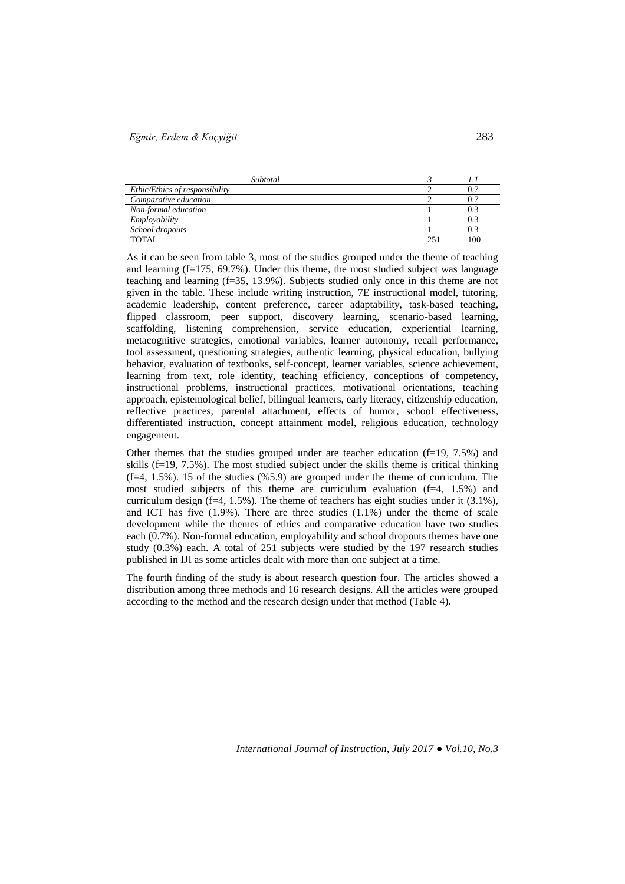| | | |
|---|---|---|
| *Subtotal* | *3* | *1,1* |
| *Ethic/Ethics of responsibility* | 2 | 0,7 |
| *Comparative education* | 2 | 0,7 |
| *Non-formal education* | 1 | 0,3 |
| *Employability* | 1 | 0,3 |
| *School dropouts* | 1 | 0,3 |
| TOTAL | 251 | 100 |

As it can be seen from table 3, most of the studies grouped under the theme of teaching and learning (f=175, 69.7%). Under this theme, the most studied subject was language teaching and learning (f=35, 13.9%). Subjects studied only once in this theme are not given in the table. These include writing instruction, 7E instructional model, tutoring, academic leadership, content preference, career adaptability, task-based teaching, flipped classroom, peer support, discovery learning, scenario-based learning, scaffolding, listening comprehension, service education, experiential learning, metacognitive strategies, emotional variables, learner autonomy, recall performance, tool assessment, questioning strategies, authentic learning, physical education, bullying behavior, evaluation of textbooks, self-concept, learner variables, science achievement, learning from text, role identity, teaching efficiency, conceptions of competency, instructional problems, instructional practices, motivational orientations, teaching approach, epistemological belief, bilingual learners, early literacy, citizenship education, reflective practices, parental attachment, effects of humor, school effectiveness, differentiated instruction, concept attainment model, religious education, technology engagement.

Other themes that the studies grouped under are teacher education (f=19, 7.5%) and skills (f=19, 7.5%). The most studied subject under the skills theme is critical thinking (f=4, 1.5%). 15 of the studies (%5.9) are grouped under the theme of curriculum. The most studied subjects of this theme are curriculum evaluation (f=4, 1.5%) and curriculum design (f=4, 1.5%). The theme of teachers has eight studies under it (3.1%), and ICT has five (1.9%). There are three studies (1.1%) under the theme of scale development while the themes of ethics and comparative education have two studies each (0.7%). Non-formal education, employability and school dropouts themes have one study (0.3%) each. A total of 251 subjects were studied by the 197 research studies published in IJI as some articles dealt with more than one subject at a time.

The fourth finding of the study is about research question four. The articles showed a distribution among three methods and 16 research designs. All the articles were grouped according to the method and the research design under that method (Table 4).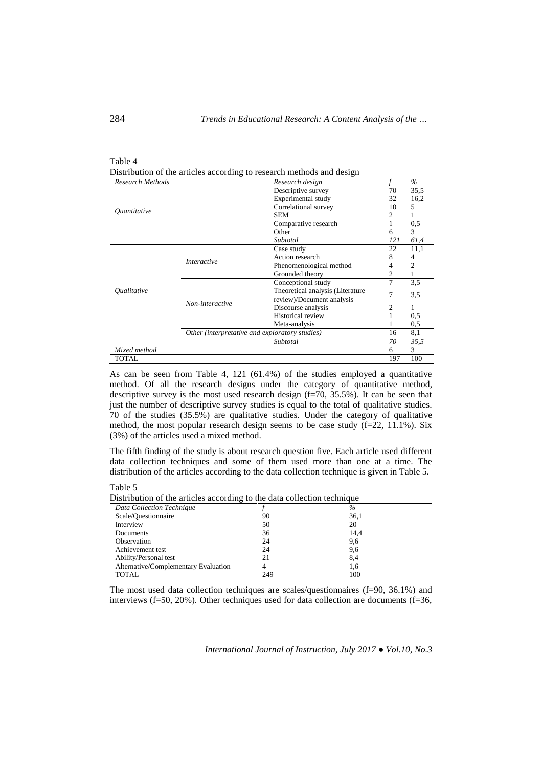Table 4

Distribution of the articles according to research methods and design

| *Research Methods* | | *Research design* | *f* | *%* |
|---|---|---|---|---|
| *Quantitative* | | Descriptive survey | 70 | 35,5 |
| | | Experimental study | 32 | 16,2 |
| | | Correlational survey | 10 | 5 |
| | | SEM | 2 | 1 |
| | | Comparative research | 1 | 0,5 |
| | | Other | 6 | 3 |
| | | *Subtotal* | *121* | *61,4* |
| *Qualitative* | *Interactive* | Case study | 22 | 11,1 |
| | | Action research | 8 | 4 |
| | | Phenomenological method | 4 | 2 |
| | | Grounded theory | 2 | 1 |
| | *Non-interactive* | Conceptional study | 7 | 3,5 |
| | | Theoretical analysis (Literature review)/Document analysis | 7 | 3,5 |
| | | Discourse analysis | 2 | 1 |
| | | Historical review | 1 | 0,5 |
| | | Meta-analysis | 1 | 0,5 |
| | *Other (interpretative and exploratory studies)* | | 16 | 8,1 |
| | | *Subtotal* | *70* | *35,5* |
| *Mixed method* | | | 6 | 3 |
| TOTAL | | | 197 | 100 |

As can be seen from Table 4, 121 (61.4%) of the studies employed a quantitative method. Of all the research designs under the category of quantitative method, descriptive survey is the most used research design (f=70, 35.5%). It can be seen that just the number of descriptive survey studies is equal to the total of qualitative studies. 70 of the studies (35.5%) are qualitative studies. Under the category of qualitative method, the most popular research design seems to be case study (f=22, 11.1%). Six (3%) of the articles used a mixed method.

The fifth finding of the study is about research question five. Each article used different data collection techniques and some of them used more than one at a time. The distribution of the articles according to the data collection technique is given in Table 5.

Table 5

Distribution of the articles according to the data collection technique

| *Data Collection Technique* | *f* | *%* |
|---|---|---|
| Scale/Questionnaire | 90 | 36,1 |
| Interview | 50 | 20 |
| Documents | 36 | 14,4 |
| Observation | 24 | 9,6 |
| Achievement test | 24 | 9,6 |
| Ability/Personal test | 21 | 8,4 |
| Alternative/Complementary Evaluation | 4 | 1,6 |
| TOTAL | 249 | 100 |

The most used data collection techniques are scales/questionnaires (f=90, 36.1%) and interviews (f=50, 20%). Other techniques used for data collection are documents (f=36,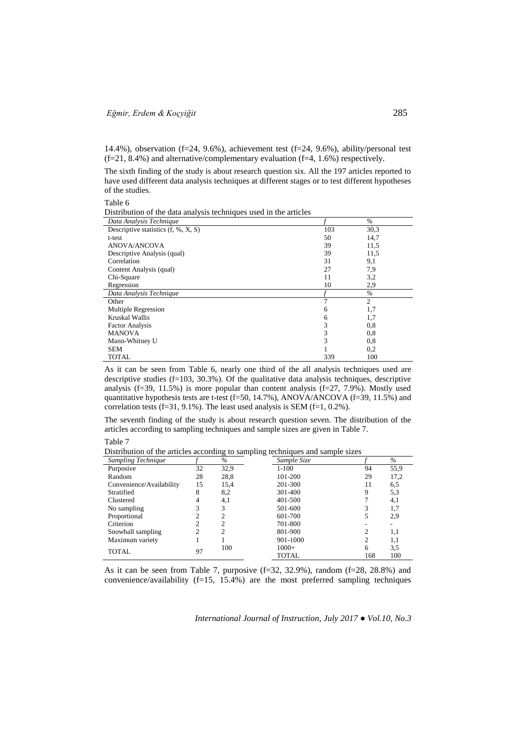14.4%), observation (f=24, 9.6%), achievement test (f=24, 9.6%), ability/personal test (f=21, 8.4%) and alternative/complementary evaluation (f=4, 1.6%) respectively.

The sixth finding of the study is about research question six. All the 197 articles reported to have used different data analysis techniques at different stages or to test different hypotheses of the studies.

Table 6

Distribution of the data analysis techniques used in the articles

| *Data Analysis Technique* | *f* | *%* |
|---|---|---|
| Descriptive statistics (f, %, X, S) | 103 | 30,3 |
| t-test | 50 | 14,7 |
| ANOVA/ANCOVA | 39 | 11,5 |
| Descriptive Analysis (qual) | 39 | 11,5 |
| Correlation | 31 | 9,1 |
| Content Analysis (qual) | 27 | 7,9 |
| Chi-Square | 11 | 3,2 |
| Regression | 10 | 2,9 |
| *Data Analysis Technique* | *f* | *%* |
| Other | 7 | 2 |
| Multiple Regression | 6 | 1,7 |
| Kruskal Wallis | 6 | 1,7 |
| Factor Analysis | 3 | 0,8 |
| MANOVA | 3 | 0,8 |
| Mann-Whitney U | 3 | 0,8 |
| SEM | 1 | 0,2 |
| TOTAL | 339 | 100 |

As it can be seen from Table 6, nearly one third of the all analysis techniques used are descriptive studies (f=103, 30.3%). Of the qualitative data analysis techniques, descriptive analysis (f=39, 11.5%) is more popular than content analysis (f=27, 7.9%). Mostly used quantitative hypothesis tests are t-test (f=50, 14.7%), ANOVA/ANCOVA (f=39, 11.5%) and correlation tests (f=31, 9.1%). The least used analysis is SEM (f=1, 0.2%).

The seventh finding of the study is about research question seven. The distribution of the articles according to sampling techniques and sample sizes are given in Table 7.

Table 7

Distribution of the articles according to sampling techniques and sample sizes

| *Sampling Technique* | *f* | *%* | *Sample Size* | *f* | *%* |
|---|---|---|---|---|---|
| Purposive | 32 | 32,9 | 1-100 | 94 | 55,9 |
| Random | 28 | 28,8 | 101-200 | 29 | 17,2 |
| Convenience/Availability | 15 | 15,4 | 201-300 | 11 | 6,5 |
| Stratified | 8 | 8,2 | 301-400 | 9 | 5,3 |
| Clustered | 4 | 4,1 | 401-500 | 7 | 4,1 |
| No sampling | 3 | 3 | 501-600 | 3 | 1,7 |
| Proportional | 2 | 2 | 601-700 | 5 | 2,9 |
| Criterion | 2 | 2 | 701-800 | - | - |
| Snowball sampling | 2 | 2 | 801-900 | 2 | 1,1 |
| Maximum variety | 1 | 1 | 901-1000 | 2 | 1,1 |
| TOTAL | 97 | 100 | 1000+ | 6 | 3,5 |
| | | | TOTAL | 168 | 100 |

As it can be seen from Table 7, purposive (f=32, 32.9%), random (f=28, 28.8%) and convenience/availability (f=15, 15.4%) are the most preferred sampling techniques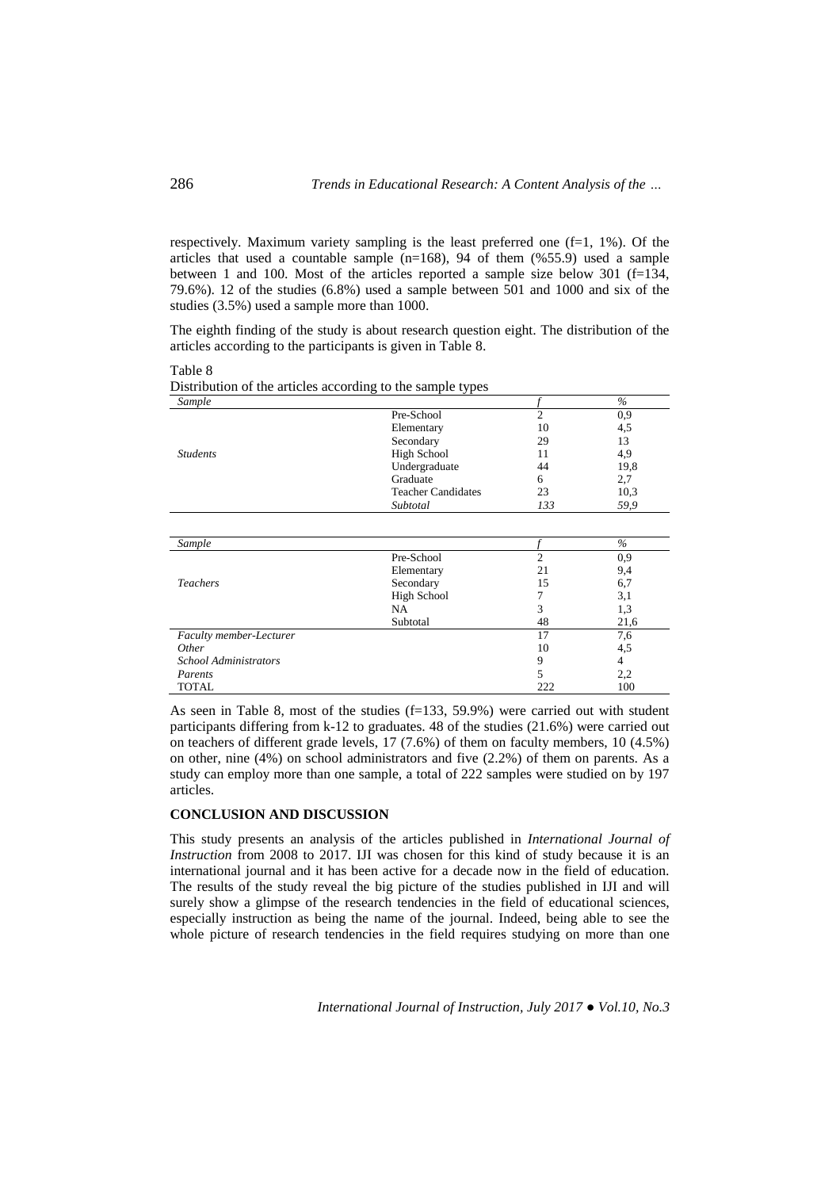respectively. Maximum variety sampling is the least preferred one (f=1, 1%). Of the articles that used a countable sample (n=168), 94 of them (%55.9) used a sample between 1 and 100. Most of the articles reported a sample size below 301 (f=134, 79.6%). 12 of the studies (6.8%) used a sample between 501 and 1000 and six of the studies (3.5%) used a sample more than 1000.

The eighth finding of the study is about research question eight. The distribution of the articles according to the participants is given in Table 8.

Table 8
Distribution of the articles according to the sample types

| *Sample* | | *f* | *%* |
|---|---|---|---|
| *Students* | Pre-School | 2 | 0,9 |
| | Elementary | 10 | 4,5 |
| | Secondary | 29 | 13 |
| | High School | 11 | 4,9 |
| | Undergraduate | 44 | 19,8 |
| | Graduate | 6 | 2,7 |
| | Teacher Candidates | 23 | 10,3 |
| | *Subtotal* | *133* | *59,9* |
| *Sample* | | *f* | *%* |
| *Teachers* | Pre-School | 2 | 0,9 |
| | Elementary | 21 | 9,4 |
| | Secondary | 15 | 6,7 |
| | High School | 7 | 3,1 |
| | NA | 3 | 1,3 |
| | Subtotal | 48 | 21,6 |
| *Faculty member-Lecturer* | | 17 | 7,6 |
| *Other* | | 10 | 4,5 |
| *School Administrators* | | 9 | 4 |
| *Parents* | | 5 | 2,2 |
| TOTAL | | 222 | 100 |

As seen in Table 8, most of the studies (f=133, 59.9%) were carried out with student participants differing from k-12 to graduates. 48 of the studies (21.6%) were carried out on teachers of different grade levels, 17 (7.6%) of them on faculty members, 10 (4.5%) on other, nine (4%) on school administrators and five (2.2%) of them on parents. As a study can employ more than one sample, a total of 222 samples were studied on by 197 articles.

## CONCLUSION AND DISCUSSION

This study presents an analysis of the articles published in *International Journal of Instruction* from 2008 to 2017. IJI was chosen for this kind of study because it is an international journal and it has been active for a decade now in the field of education. The results of the study reveal the big picture of the studies published in IJI and will surely show a glimpse of the research tendencies in the field of educational sciences, especially instruction as being the name of the journal. Indeed, being able to see the whole picture of research tendencies in the field requires studying on more than one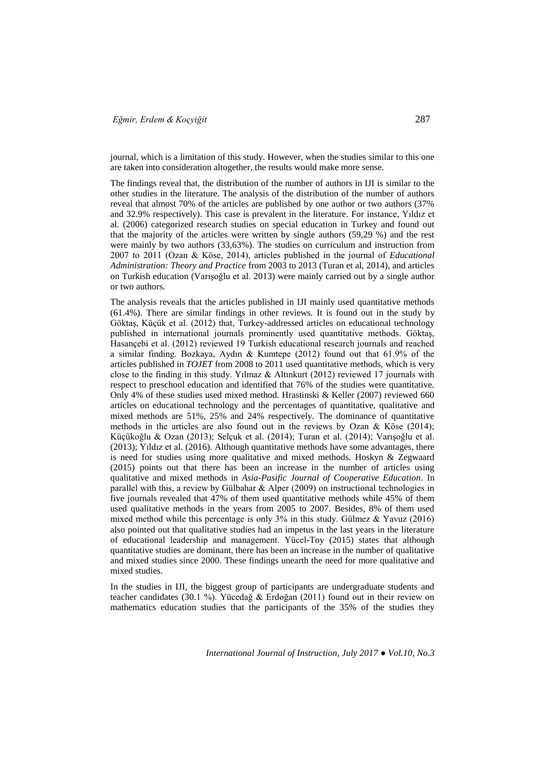journal, which is a limitation of this study. However, when the studies similar to this one are taken into consideration altogether, the results would make more sense.

The findings reveal that, the distribution of the number of authors in IJI is similar to the other studies in the literature. The analysis of the distribution of the number of authors reveal that almost 70% of the articles are published by one author or two authors (37% and 32.9% respectively). This case is prevalent in the literature. For instance, Yıldız et al. (2006) categorized research studies on special education in Turkey and found out that the majority of the articles were written by single authors (59,29 %) and the rest were mainly by two authors (33,63%). The studies on curriculum and instruction from 2007 to 2011 (Ozan & Köse, 2014), articles published in the journal of *Educational Administration: Theory and Practice* from 2003 to 2013 (Turan et al, 2014), and articles on Turkish education (Varışoğlu et al. 2013) were mainly carried out by a single author or two authors.

The analysis reveals that the articles published in IJI mainly used quantitative methods (61.4%). There are similar findings in other reviews. It is found out in the study by Göktaş, Küçük et al. (2012) that, Turkey-addressed articles on educational technology published in international journals prominently used quantitative methods. Göktaş, Hasançebi et al. (2012) reviewed 19 Turkish educational research journals and reached a similar finding. Bozkaya, Aydın & Kumtepe (2012) found out that 61.9% of the articles published in *TOJET* from 2008 to 2011 used quantitative methods, which is very close to the finding in this study. Yılmaz & Altınkurt (2012) reviewed 17 journals with respect to preschool education and identified that 76% of the studies were quantitative. Only 4% of these studies used mixed method. Hrastinski & Keller (2007) reviewed 660 articles on educational technology and the percentages of quantitative, qualitative and mixed methods are 51%, 25% and 24% respectively. The dominance of quantitative methods in the articles are also found out in the reviews by Ozan & Köse (2014); Küçükoğlu & Ozan (2013); Selçuk et al. (2014); Turan et al. (2014); Varışoğlu et al. (2013); Yıldız et al. (2016). Although quantitative methods have some advantages, there is need for studies using more qualitative and mixed methods. Hoskyn & Zegwaard (2015) points out that there has been an increase in the number of articles using qualitative and mixed methods in *Asia-Pasific Journal of Cooperative Education*. In parallel with this, a review by Gülbahar & Alper (2009) on instructional technologies in five journals revealed that 47% of them used quantitative methods while 45% of them used qualitative methods in the years from 2005 to 2007. Besides, 8% of them used mixed method while this percentage is only 3% in this study. Gülmez & Yavuz (2016) also pointed out that qualitative studies had an impetus in the last years in the literature of educational leadership and management. Yücel-Toy (2015) states that although quantitative studies are dominant, there has been an increase in the number of qualitative and mixed studies since 2000. These findings unearth the need for more qualitative and mixed studies.

In the studies in IJI, the biggest group of participants are undergraduate students and teacher candidates (30.1 %). Yücedağ & Erdoğan (2011) found out in their review on mathematics education studies that the participants of the 35% of the studies they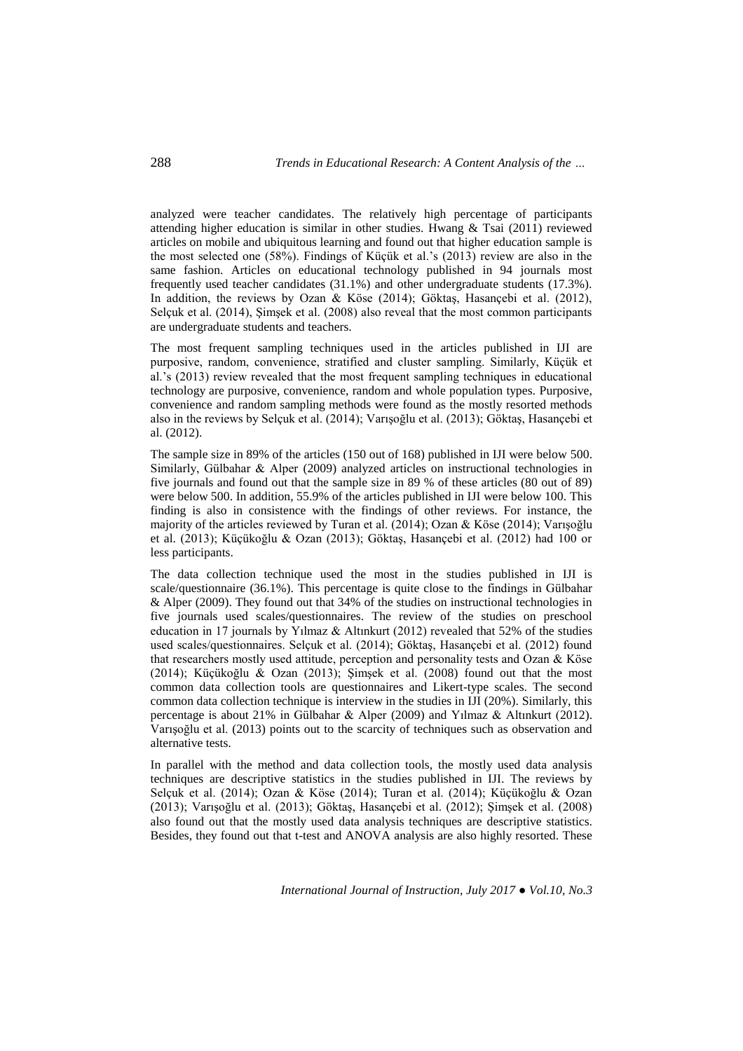analyzed were teacher candidates. The relatively high percentage of participants attending higher education is similar in other studies. Hwang & Tsai (2011) reviewed articles on mobile and ubiquitous learning and found out that higher education sample is the most selected one (58%). Findings of Küçük et al.'s (2013) review are also in the same fashion. Articles on educational technology published in 94 journals most frequently used teacher candidates (31.1%) and other undergraduate students (17.3%). In addition, the reviews by Ozan & Köse (2014); Göktaş, Hasançebi et al. (2012), Selçuk et al. (2014), Şimşek et al. (2008) also reveal that the most common participants are undergraduate students and teachers.

The most frequent sampling techniques used in the articles published in IJI are purposive, random, convenience, stratified and cluster sampling. Similarly, Küçük et al.'s (2013) review revealed that the most frequent sampling techniques in educational technology are purposive, convenience, random and whole population types. Purposive, convenience and random sampling methods were found as the mostly resorted methods also in the reviews by Selçuk et al. (2014); Varışoğlu et al. (2013); Göktaş, Hasançebi et al. (2012).

The sample size in 89% of the articles (150 out of 168) published in IJI were below 500. Similarly, Gülbahar & Alper (2009) analyzed articles on instructional technologies in five journals and found out that the sample size in 89 % of these articles (80 out of 89) were below 500. In addition, 55.9% of the articles published in IJI were below 100. This finding is also in consistence with the findings of other reviews. For instance, the majority of the articles reviewed by Turan et al. (2014); Ozan & Köse (2014); Varışoğlu et al. (2013); Küçükoğlu & Ozan (2013); Göktaş, Hasançebi et al. (2012) had 100 or less participants.

The data collection technique used the most in the studies published in IJI is scale/questionnaire (36.1%). This percentage is quite close to the findings in Gülbahar & Alper (2009). They found out that 34% of the studies on instructional technologies in five journals used scales/questionnaires. The review of the studies on preschool education in 17 journals by Yılmaz & Altınkurt (2012) revealed that 52% of the studies used scales/questionnaires. Selçuk et al. (2014); Göktaş, Hasançebi et al. (2012) found that researchers mostly used attitude, perception and personality tests and Ozan & Köse (2014); Küçükoğlu & Ozan (2013); Şimşek et al. (2008) found out that the most common data collection tools are questionnaires and Likert-type scales. The second common data collection technique is interview in the studies in IJI (20%). Similarly, this percentage is about 21% in Gülbahar & Alper (2009) and Yılmaz & Altınkurt (2012). Varışoğlu et al. (2013) points out to the scarcity of techniques such as observation and alternative tests.

In parallel with the method and data collection tools, the mostly used data analysis techniques are descriptive statistics in the studies published in IJI. The reviews by Selçuk et al. (2014); Ozan & Köse (2014); Turan et al. (2014); Küçükoğlu & Ozan (2013); Varışoğlu et al. (2013); Göktaş, Hasançebi et al. (2012); Şimşek et al. (2008) also found out that the mostly used data analysis techniques are descriptive statistics. Besides, they found out that t-test and ANOVA analysis are also highly resorted. These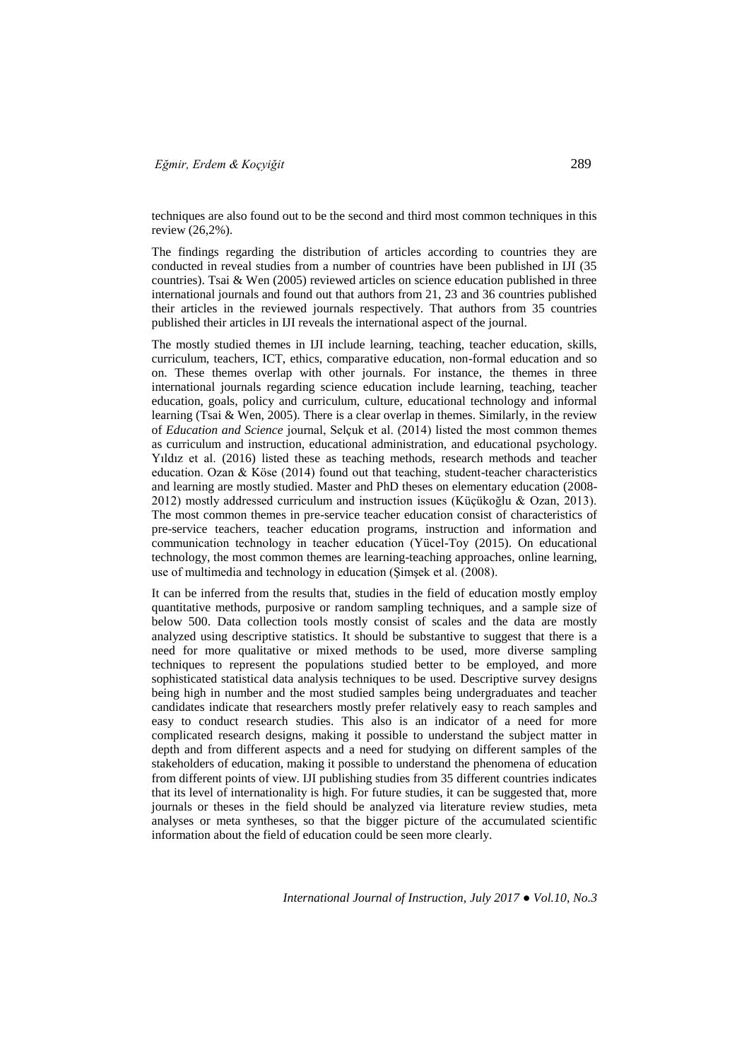techniques are also found out to be the second and third most common techniques in this review (26,2%).

The findings regarding the distribution of articles according to countries they are conducted in reveal studies from a number of countries have been published in IJI (35 countries). Tsai & Wen (2005) reviewed articles on science education published in three international journals and found out that authors from 21, 23 and 36 countries published their articles in the reviewed journals respectively. That authors from 35 countries published their articles in IJI reveals the international aspect of the journal.

The mostly studied themes in IJI include learning, teaching, teacher education, skills, curriculum, teachers, ICT, ethics, comparative education, non-formal education and so on. These themes overlap with other journals. For instance, the themes in three international journals regarding science education include learning, teaching, teacher education, goals, policy and curriculum, culture, educational technology and informal learning (Tsai & Wen, 2005). There is a clear overlap in themes. Similarly, in the review of *Education and Science* journal, Selçuk et al. (2014) listed the most common themes as curriculum and instruction, educational administration, and educational psychology. Yıldız et al. (2016) listed these as teaching methods, research methods and teacher education. Ozan & Köse (2014) found out that teaching, student-teacher characteristics and learning are mostly studied. Master and PhD theses on elementary education (2008-2012) mostly addressed curriculum and instruction issues (Küçükoğlu & Ozan, 2013). The most common themes in pre-service teacher education consist of characteristics of pre-service teachers, teacher education programs, instruction and information and communication technology in teacher education (Yücel-Toy (2015). On educational technology, the most common themes are learning-teaching approaches, online learning, use of multimedia and technology in education (Şimşek et al. (2008).

It can be inferred from the results that, studies in the field of education mostly employ quantitative methods, purposive or random sampling techniques, and a sample size of below 500. Data collection tools mostly consist of scales and the data are mostly analyzed using descriptive statistics. It should be substantive to suggest that there is a need for more qualitative or mixed methods to be used, more diverse sampling techniques to represent the populations studied better to be employed, and more sophisticated statistical data analysis techniques to be used. Descriptive survey designs being high in number and the most studied samples being undergraduates and teacher candidates indicate that researchers mostly prefer relatively easy to reach samples and easy to conduct research studies. This also is an indicator of a need for more complicated research designs, making it possible to understand the subject matter in depth and from different aspects and a need for studying on different samples of the stakeholders of education, making it possible to understand the phenomena of education from different points of view. IJI publishing studies from 35 different countries indicates that its level of internationality is high. For future studies, it can be suggested that, more journals or theses in the field should be analyzed via literature review studies, meta analyses or meta syntheses, so that the bigger picture of the accumulated scientific information about the field of education could be seen more clearly.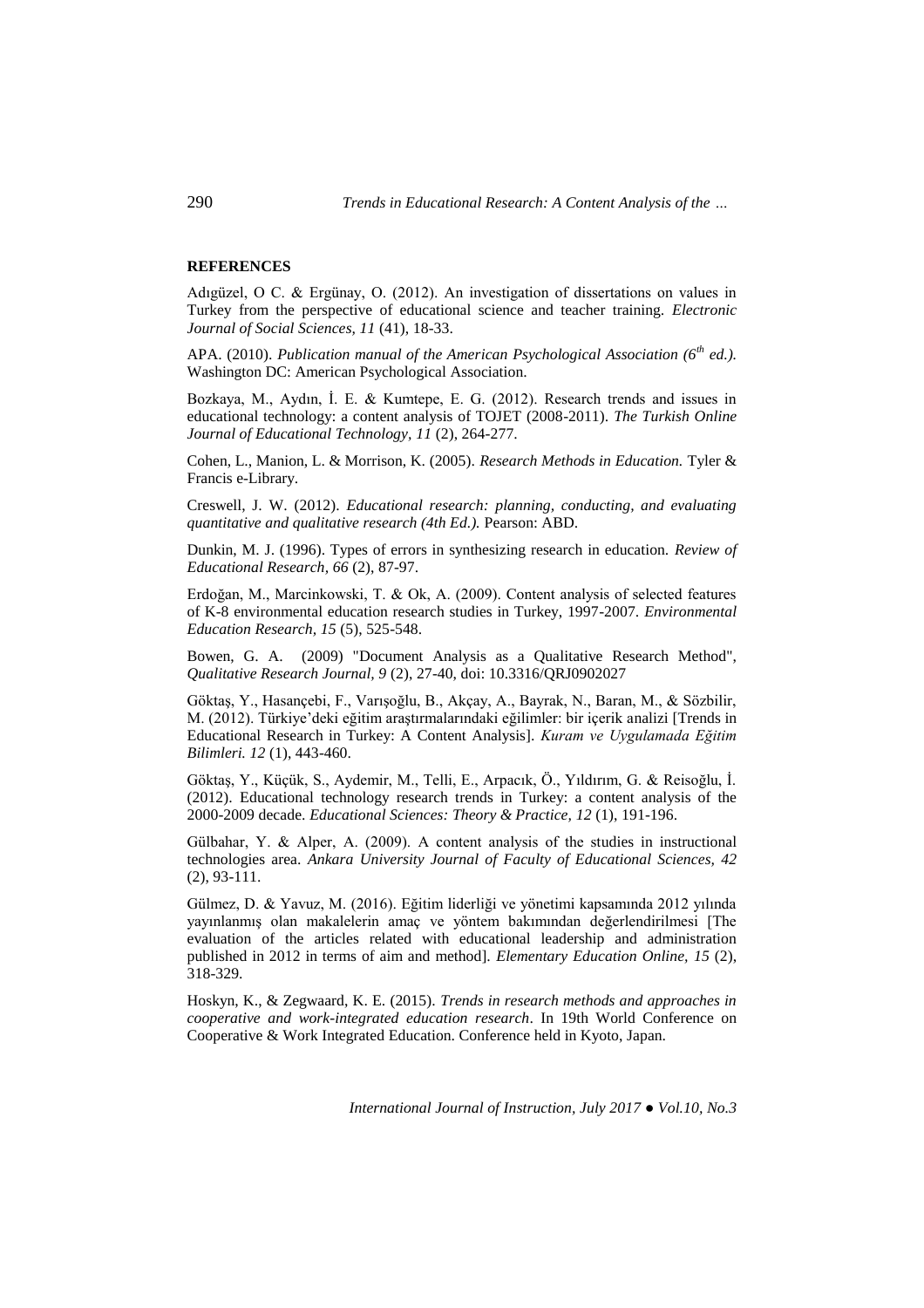**REFERENCES**

Adıgüzel, O C. & Ergünay, O. (2012). An investigation of dissertations on values in Turkey from the perspective of educational science and teacher training. *Electronic Journal of Social Sciences, 11* (41), 18-33.

APA. (2010). *Publication manual of the American Psychological Association (6th ed.).* Washington DC: American Psychological Association.

Bozkaya, M., Aydın, İ. E. & Kumtepe, E. G. (2012). Research trends and issues in educational technology: a content analysis of TOJET (2008-2011). *The Turkish Online Journal of Educational Technology, 11* (2), 264-277.

Cohen, L., Manion, L. & Morrison, K. (2005). *Research Methods in Education.* Tyler & Francis e-Library.

Creswell, J. W. (2012). *Educational research: planning, conducting, and evaluating quantitative and qualitative research (4th Ed.).* Pearson: ABD.

Dunkin, M. J. (1996). Types of errors in synthesizing research in education. *Review of Educational Research, 66* (2), 87-97.

Erdoğan, M., Marcinkowski, T. & Ok, A. (2009). Content analysis of selected features of K-8 environmental education research studies in Turkey, 1997-2007. *Environmental Education Research, 15* (5), 525-548.

Bowen, G. A. (2009) "Document Analysis as a Qualitative Research Method", *Qualitative Research Journal, 9* (2), 27-40, doi: 10.3316/QRJ0902027

Göktaş, Y., Hasançebi, F., Varışoğlu, B., Akçay, A., Bayrak, N., Baran, M., & Sözbilir, M. (2012). Türkiye'deki eğitim araştırmalarındaki eğilimler: bir içerik analizi [Trends in Educational Research in Turkey: A Content Analysis]. *Kuram ve Uygulamada Eğitim Bilimleri. 12* (1), 443-460.

Göktaş, Y., Küçük, S., Aydemir, M., Telli, E., Arpacık, Ö., Yıldırım, G. & Reisoğlu, İ. (2012). Educational technology research trends in Turkey: a content analysis of the 2000-2009 decade. *Educational Sciences: Theory & Practice, 12* (1), 191-196.

Gülbahar, Y. & Alper, A. (2009). A content analysis of the studies in instructional technologies area. *Ankara University Journal of Faculty of Educational Sciences, 42* (2), 93-111.

Gülmez, D. & Yavuz, M. (2016). Eğitim liderliği ve yönetimi kapsamında 2012 yılında yayınlanmış olan makalelerin amaç ve yöntem bakımından değerlendirilmesi [The evaluation of the articles related with educational leadership and administration published in 2012 in terms of aim and method]. *Elementary Education Online, 15* (2), 318-329.

Hoskyn, K., & Zegwaard, K. E. (2015). *Trends in research methods and approaches in cooperative and work-integrated education research*. In 19th World Conference on Cooperative & Work Integrated Education. Conference held in Kyoto, Japan.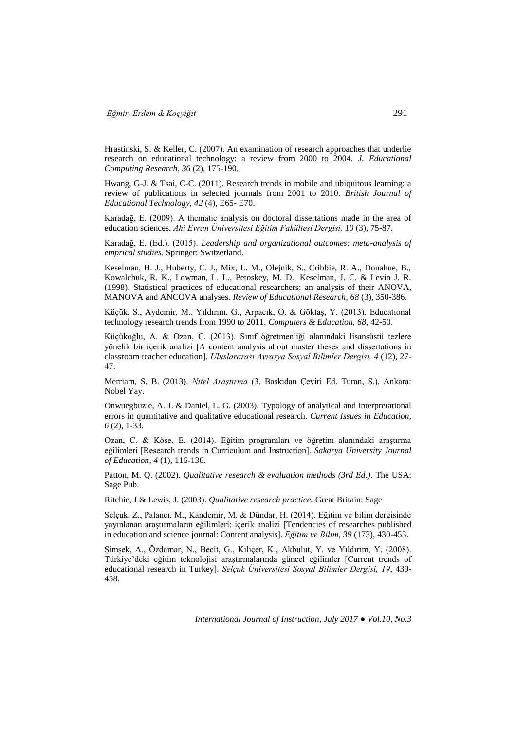Hrastinski, S. & Keller, C. (2007). An examination of research approaches that underlie research on educational technology: a review from 2000 to 2004. *J. Educational Computing Research, 36* (2), 175-190.

Hwang, G-J. & Tsai, C-C. (2011). Research trends in mobile and ubiquitous learning: a review of publications in selected journals from 2001 to 2010. *British Journal of Educational Technology, 42* (4), E65- E70.

Karadağ, E. (2009). A thematic analysis on doctoral dissertations made in the area of education sciences. *Ahi Evran Üniversitesi Eğitim Fakültesi Dergisi, 10* (3), 75-87.

Karadağ, E. (Ed.). (2015). *Leadership and organizational outcomes: meta-analysis of emprical studies.* Springer: Switzerland.

Keselman, H. J., Huberty, C. J., Mix, L. M., Olejnik, S., Cribbie, R. A., Donahue, B., Kowalchuk, R. K., Lowman, L. L., Petoskey, M. D., Keselman, J. C. & Levin J. R. (1998). Statistical practices of educational researchers: an analysis of their ANOVA, MANOVA and ANCOVA analyses. *Review of Educational Research, 68* (3), 350-386.

Küçük, S., Aydemir, M., Yıldırım, G., Arpacık, Ö. & Göktaş, Y. (2013). Educational technology research trends from 1990 to 2011. *Computers & Education, 68*, 42-50.

Küçükoğlu, A. & Ozan, C. (2013). Sınıf öğretmenliği alanındaki lisansüstü tezlere yönelik bir içerik analizi [A content analysis about master theses and dissertations in classroom teacher education]. *Uluslararası Avrasya Sosyal Bilimler Dergisi. 4* (12), 27-47.

Merriam, S. B. (2013). *Nitel Araştırma* (3. Baskıdan Çeviri Ed. Turan, S.). Ankara: Nobel Yay.

Onwuegbuzie, A. J. & Daniel, L. G. (2003). Typology of analytical and interpretational errors in quantitative and qualitative educational research. *Current Issues in Education, 6* (2), 1-33.

Ozan, C. & Köse, E. (2014). Eğitim programları ve öğretim alanındaki araştırma eğilimleri [Research trends in Curriculum and Instruction]. *Sakarya University Journal of Education, 4* (1), 116-136.

Patton, M. Q. (2002). *Qualitative research & evaluation methods (3rd Ed.)*. The USA: Sage Pub.

Ritchie, J & Lewis, J. (2003). *Qualitative research practice.* Great Britain: Sage

Selçuk, Z., Palancı, M., Kandemir, M. & Dündar, H. (2014). Eğitim ve bilim dergisinde yayınlanan araştırmaların eğilimleri: içerik analizi [Tendencies of researches published in education and science journal: Content analysis]. *Eğitim ve Bilim, 39* (173), 430-453.

Şimşek, A., Özdamar, N., Becit, G., Kılıçer, K., Akbulut, Y. ve Yıldırım, Y. (2008). Türkiye'deki eğitim teknolojisi araştırmalarında güncel eğilimler [Current trends of educational research in Turkey]. *Selçuk Üniversitesi Sosyal Bilimler Dergisi, 19*, 439-458.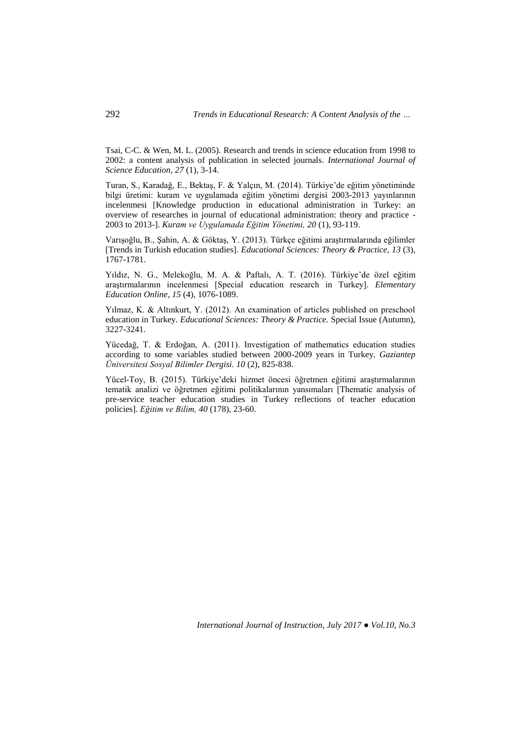Tsai, C-C. & Wen, M. L. (2005). Research and trends in science education from 1998 to 2002: a content analysis of publication in selected journals. *International Journal of Science Education, 27* (1), 3-14.

Turan, S., Karadağ, E., Bektaş, F. & Yalçın, M. (2014). Türkiye'de eğitim yönetiminde bilgi üretimi: kuram ve uygulamada eğitim yönetimi dergisi 2003-2013 yayınlarının incelenmesi [Knowledge production in educational administration in Turkey: an overview of researches in journal of educational administration: theory and practice - 2003 to 2013-]. *Kuram ve Uygulamada Eğitim Yönetimi, 20* (1), 93-119.

Varışoğlu, B., Şahin, A. & Göktaş, Y. (2013). Türkçe eğitimi araştırmalarında eğilimler [Trends in Turkish education studies]. *Educational Sciences: Theory & Practice, 13* (3), 1767-1781.

Yıldız, N. G., Melekoğlu, M. A. & Paftalı, A. T. (2016). Türkiye'de özel eğitim araştırmalarının incelenmesi [Special education research in Turkey]. *Elementary Education Online*, *15* (4), 1076-1089.

Yılmaz, K. & Altınkurt, Y. (2012). An examination of articles published on preschool education in Turkey. *Educational Sciences: Theory & Practice.* Special Issue (Autumn), 3227-3241.

Yücedağ, T. & Erdoğan, A. (2011). Investigation of mathematics education studies according to some variables studied between 2000-2009 years in Turkey. *Gaziantep Üniversitesi Sosyal Bilimler Dergisi. 10* (2), 825-838.

Yücel-Toy, B. (2015). Türkiye'deki hizmet öncesi öğretmen eğitimi araştırmalarının tematik analizi ve öğretmen eğitimi politikalarının yansımaları [Thematic analysis of pre-service teacher education studies in Turkey reflections of teacher education policies]. *Eğitim ve Bilim, 40* (178), 23-60.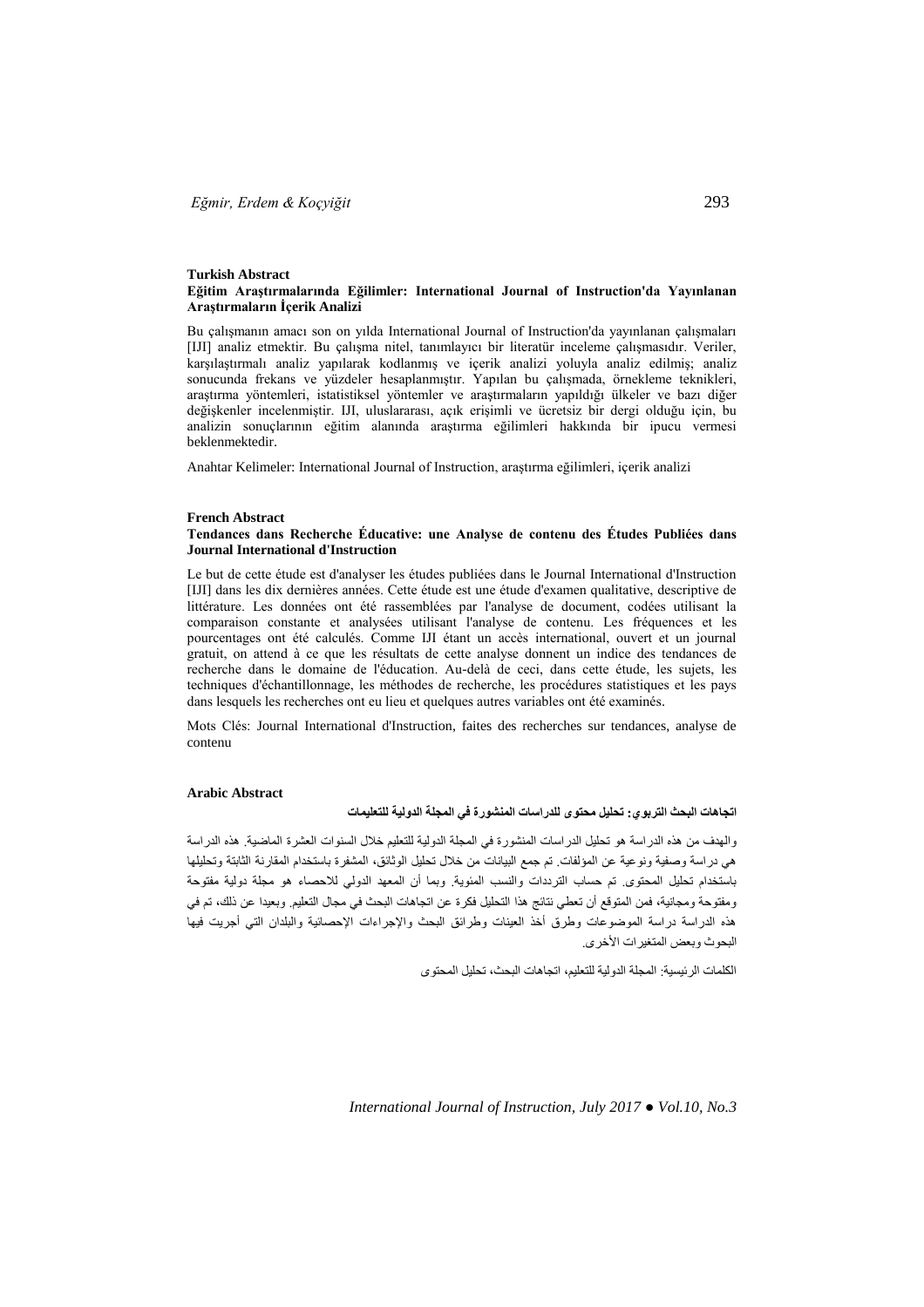**Turkish Abstract**

**Eğitim Araştırmalarında Eğilimler: International Journal of Instruction'da Yayınlanan Araştırmaların İçerik Analizi**

Bu çalışmanın amacı son on yılda International Journal of Instruction'da yayınlanan çalışmaları [IJI] analiz etmektir. Bu çalışma nitel, tanımlayıcı bir literatür inceleme çalışmasıdır. Veriler, karşılaştırmalı analiz yapılarak kodlanmış ve içerik analizi yoluyla analiz edilmiş; analiz sonucunda frekans ve yüzdeler hesaplanmıştır. Yapılan bu çalışmada, örnekleme teknikleri, araştırma yöntemleri, istatistiksel yöntemler ve araştırmaların yapıldığı ülkeler ve bazı diğer değişkenler incelenmiştir. IJI, uluslararası, açık erişimli ve ücretsiz bir dergi olduğu için, bu analizin sonuçlarının eğitim alanında araştırma eğilimleri hakkında bir ipucu vermesi beklenmektedir.

Anahtar Kelimeler: International Journal of Instruction, araştırma eğilimleri, içerik analizi

**French Abstract**

**Tendances dans Recherche Éducative: une Analyse de contenu des Études Publiées dans Journal International d'Instruction**

Le but de cette étude est d'analyser les études publiées dans le Journal International d'Instruction [IJI] dans les dix dernières années. Cette étude est une étude d'examen qualitative, descriptive de littérature. Les données ont été rassemblées par l'analyse de document, codées utilisant la comparaison constante et analysées utilisant l'analyse de contenu. Les fréquences et les pourcentages ont été calculés. Comme IJI étant un accès international, ouvert et un journal gratuit, on attend à ce que les résultats de cette analyse donnent un indice des tendances de recherche dans le domaine de l'éducation. Au-delà de ceci, dans cette étude, les sujets, les techniques d'échantillonnage, les méthodes de recherche, les procédures statistiques et les pays dans lesquels les recherches ont eu lieu et quelques autres variables ont été examinés.

Mots Clés: Journal International d'Instruction, faites des recherches sur tendances, analyse de contenu

**Arabic Abstract**

**اتجاهات البحث التربوي: تحليل محتوى للدراسات المنشورة في المجلة الدولية للتعليمات**

والهدف من هذه الدراسة هو تحليل الدراسات المنشورة في المجلة الدولية للتعليم خلال السنوات العشرة الماضية. هذه الدراسة هي دراسة وصفية ونوعية عن المؤلفات. تم جمع البيانات من خلال تحليل الوثائق، المشفرة باستخدام المقارنة الثابتة وتحليلها باستخدام تحليل المحتوى. تم حساب الترددات والنسب المئوية. وبما أن المعهد الدولي للاحصاء هو مجلة دولية مفتوحة ومفتوحة ومجانية، فمن المتوقع أن تعطي نتائج هذا التحليل فكرة عن اتجاهات البحث في مجال التعليم. وبعيدا عن ذلك، تم في هذه الدراسة دراسة الموضوعات وطرق أخذ العينات وطرائق البحث والإجراءات الإحصائية والبلدان التي أجريت فيها البحوث وبعض المتغيرات الأخرى.

الكلمات الرئيسية: المجلة الدولية للتعليم، اتجاهات البحث، تحليل المحتوى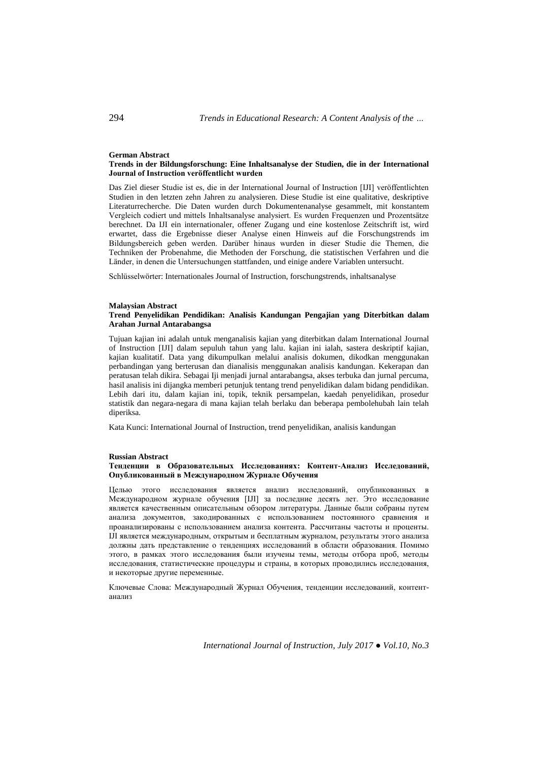**German Abstract**

**Trends in der Bildungsforschung: Eine Inhaltsanalyse der Studien, die in der International Journal of Instruction veröffentlicht wurden**

Das Ziel dieser Studie ist es, die in der International Journal of Instruction [IJI] veröffentlichten Studien in den letzten zehn Jahren zu analysieren. Diese Studie ist eine qualitative, deskriptive Literaturrecherche. Die Daten wurden durch Dokumentenanalyse gesammelt, mit konstantem Vergleich codiert und mittels Inhaltsanalyse analysiert. Es wurden Frequenzen und Prozentsätze berechnet. Da IJI ein internationaler, offener Zugang und eine kostenlose Zeitschrift ist, wird erwartet, dass die Ergebnisse dieser Analyse einen Hinweis auf die Forschungstrends im Bildungsbereich geben werden. Darüber hinaus wurden in dieser Studie die Themen, die Techniken der Probenahme, die Methoden der Forschung, die statistischen Verfahren und die Länder, in denen die Untersuchungen stattfanden, und einige andere Variablen untersucht.

Schlüsselwörter: Internationales Journal of Instruction, forschungstrends, inhaltsanalyse

**Malaysian Abstract**

**Trend Penyelidikan Pendidikan: Analisis Kandungan Pengajian yang Diterbitkan dalam Arahan Jurnal Antarabangsa**

Tujuan kajian ini adalah untuk menganalisis kajian yang diterbitkan dalam International Journal of Instruction [IJI] dalam sepuluh tahun yang lalu. kajian ini ialah, sastera deskriptif kajian, kajian kualitatif. Data yang dikumpulkan melalui analisis dokumen, dikodkan menggunakan perbandingan yang berterusan dan dianalisis menggunakan analisis kandungan. Kekerapan dan peratusan telah dikira. Sebagai Iji menjadi jurnal antarabangsa, akses terbuka dan jurnal percuma, hasil analisis ini dijangka memberi petunjuk tentang trend penyelidikan dalam bidang pendidikan. Lebih dari itu, dalam kajian ini, topik, teknik persampelan, kaedah penyelidikan, prosedur statistik dan negara-negara di mana kajian telah berlaku dan beberapa pembolehubah lain telah diperiksa.

Kata Kunci: International Journal of Instruction, trend penyelidikan, analisis kandungan

**Russian Abstract**

**Тенденции в Образовательных Исследованиях: Контент-Анализ Исследований, Опубликованный в Международном Журнале Обучения**

Целью этого исследования является анализ исследований, опубликованных в Международном журнале обучения [IJI] за последние десять лет. Это исследование является качественным описательным обзором литературы. Данные были собраны путем анализа документов, закодированных с использованием постоянного сравнения и проанализированы с использованием анализа контента. Рассчитаны частоты и проценты. IJI является международным, открытым и бесплатным журналом, результаты этого анализа должны дать представление о тенденциях исследований в области образования. Помимо этого, в рамках этого исследования были изучены темы, методы отбора проб, методы исследования, статистические процедуры и страны, в которых проводились исследования, и некоторые другие переменные.

Ключевые Слова: Международный Журнал Обучения, тенденции исследований, контент-анализ